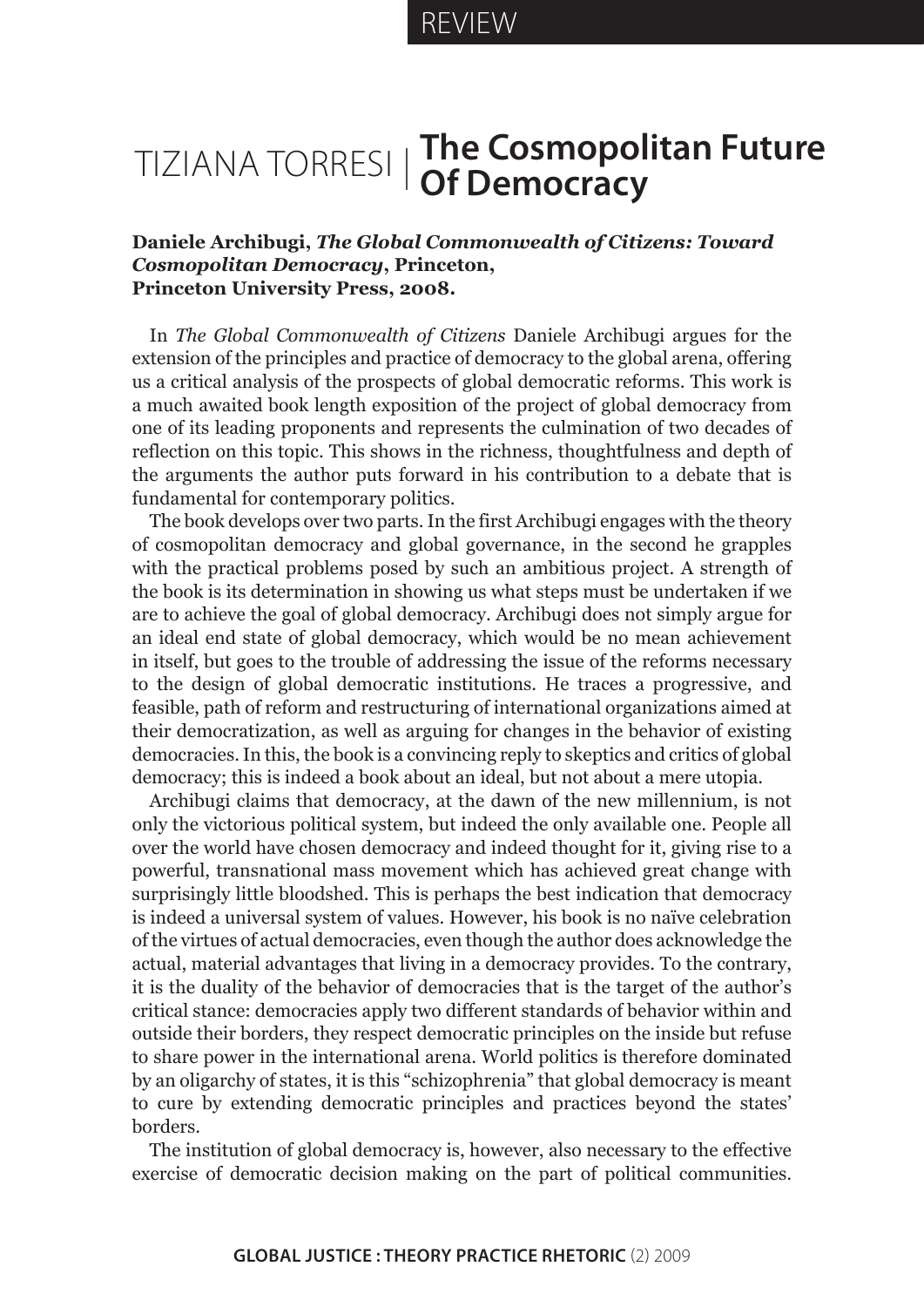REVIEW

# TIZIANA TORRESI | The Cosmopolitan Future Of Democracy

**Daniele Archibugi, *The Global Commonwealth of Citizens: Toward Cosmopolitan Democracy*, Princeton, Princeton University Press, 2008.**

In *The Global Commonwealth of Citizens* Daniele Archibugi argues for the extension of the principles and practice of democracy to the global arena, offering us a critical analysis of the prospects of global democratic reforms. This work is a much awaited book length exposition of the project of global democracy from one of its leading proponents and represents the culmination of two decades of reflection on this topic. This shows in the richness, thoughtfulness and depth of the arguments the author puts forward in his contribution to a debate that is fundamental for contemporary politics.

The book develops over two parts. In the first Archibugi engages with the theory of cosmopolitan democracy and global governance, in the second he grapples with the practical problems posed by such an ambitious project. A strength of the book is its determination in showing us what steps must be undertaken if we are to achieve the goal of global democracy. Archibugi does not simply argue for an ideal end state of global democracy, which would be no mean achievement in itself, but goes to the trouble of addressing the issue of the reforms necessary to the design of global democratic institutions. He traces a progressive, and feasible, path of reform and restructuring of international organizations aimed at their democratization, as well as arguing for changes in the behavior of existing democracies. In this, the book is a convincing reply to skeptics and critics of global democracy; this is indeed a book about an ideal, but not about a mere utopia.

Archibugi claims that democracy, at the dawn of the new millennium, is not only the victorious political system, but indeed the only available one. People all over the world have chosen democracy and indeed thought for it, giving rise to a powerful, transnational mass movement which has achieved great change with surprisingly little bloodshed. This is perhaps the best indication that democracy is indeed a universal system of values. However, his book is no naïve celebration of the virtues of actual democracies, even though the author does acknowledge the actual, material advantages that living in a democracy provides. To the contrary, it is the duality of the behavior of democracies that is the target of the author's critical stance: democracies apply two different standards of behavior within and outside their borders, they respect democratic principles on the inside but refuse to share power in the international arena. World politics is therefore dominated by an oligarchy of states, it is this "schizophrenia" that global democracy is meant to cure by extending democratic principles and practices beyond the states' borders.

The institution of global democracy is, however, also necessary to the effective exercise of democratic decision making on the part of political communities.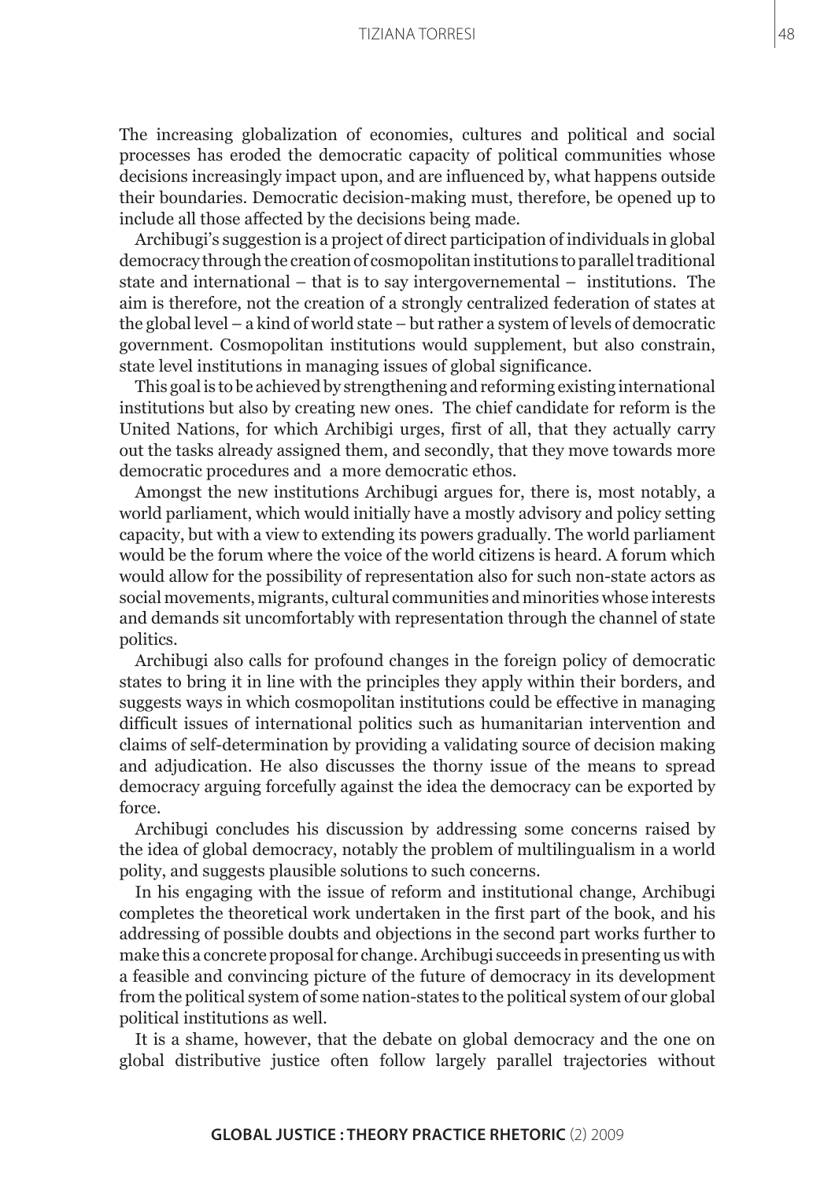The increasing globalization of economies, cultures and political and social processes has eroded the democratic capacity of political communities whose decisions increasingly impact upon, and are influenced by, what happens outside their boundaries. Democratic decision-making must, therefore, be opened up to include all those affected by the decisions being made.

Archibugi's suggestion is a project of direct participation of individuals in global democracy through the creation of cosmopolitan institutions to parallel traditional state and international – that is to say intergovernemental – institutions. The aim is therefore, not the creation of a strongly centralized federation of states at the global level – a kind of world state – but rather a system of levels of democratic government. Cosmopolitan institutions would supplement, but also constrain, state level institutions in managing issues of global significance.

This goal is to be achieved by strengthening and reforming existing international institutions but also by creating new ones. The chief candidate for reform is the United Nations, for which Archibigi urges, first of all, that they actually carry out the tasks already assigned them, and secondly, that they move towards more democratic procedures and a more democratic ethos.

Amongst the new institutions Archibugi argues for, there is, most notably, a world parliament, which would initially have a mostly advisory and policy setting capacity, but with a view to extending its powers gradually. The world parliament would be the forum where the voice of the world citizens is heard. A forum which would allow for the possibility of representation also for such non-state actors as social movements, migrants, cultural communities and minorities whose interests and demands sit uncomfortably with representation through the channel of state politics.

Archibugi also calls for profound changes in the foreign policy of democratic states to bring it in line with the principles they apply within their borders, and suggests ways in which cosmopolitan institutions could be effective in managing difficult issues of international politics such as humanitarian intervention and claims of self-determination by providing a validating source of decision making and adjudication. He also discusses the thorny issue of the means to spread democracy arguing forcefully against the idea the democracy can be exported by force.

Archibugi concludes his discussion by addressing some concerns raised by the idea of global democracy, notably the problem of multilingualism in a world polity, and suggests plausible solutions to such concerns.

In his engaging with the issue of reform and institutional change, Archibugi completes the theoretical work undertaken in the first part of the book, and his addressing of possible doubts and objections in the second part works further to make this a concrete proposal for change. Archibugi succeeds in presenting us with a feasible and convincing picture of the future of democracy in its development from the political system of some nation-states to the political system of our global political institutions as well.

It is a shame, however, that the debate on global democracy and the one on global distributive justice often follow largely parallel trajectories without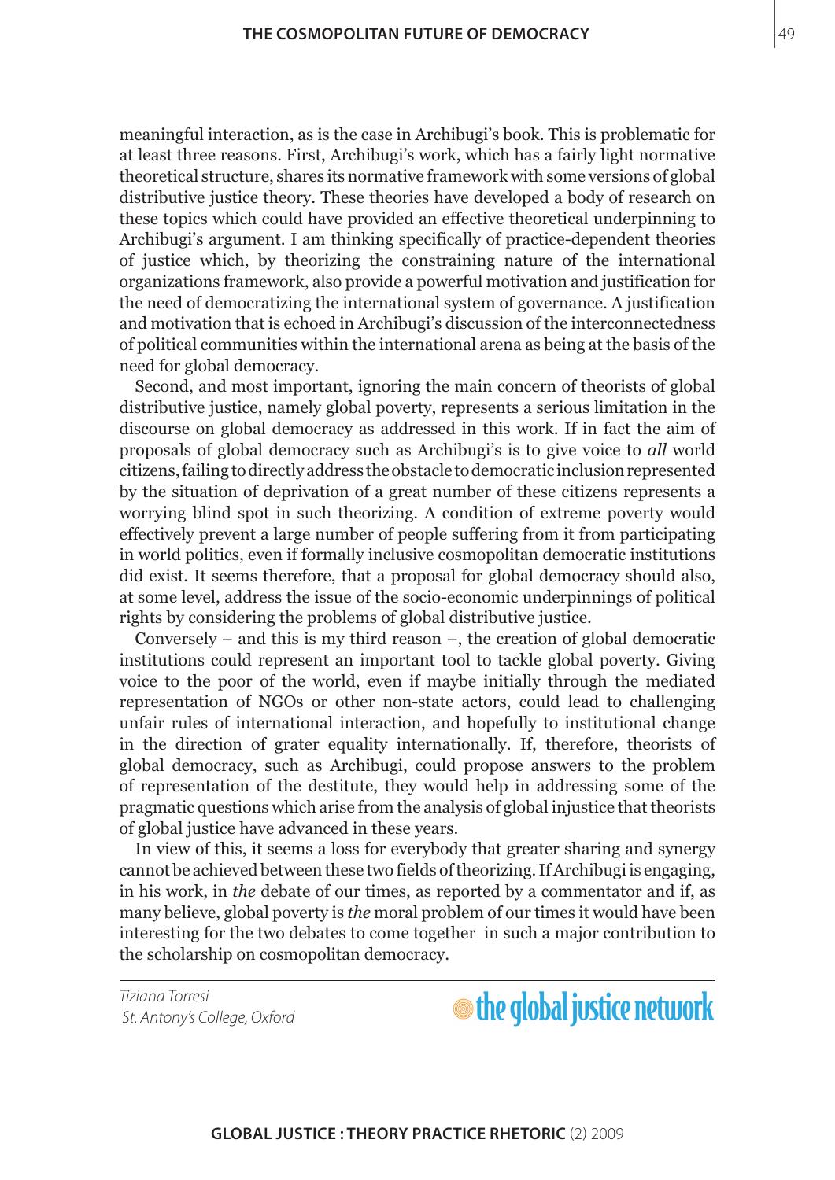meaningful interaction, as is the case in Archibugi's book. This is problematic for at least three reasons. First, Archibugi's work, which has a fairly light normative theoretical structure, shares its normative framework with some versions of global distributive justice theory. These theories have developed a body of research on these topics which could have provided an effective theoretical underpinning to Archibugi's argument. I am thinking specifically of practice-dependent theories of justice which, by theorizing the constraining nature of the international organizations framework, also provide a powerful motivation and justification for the need of democratizing the international system of governance. A justification and motivation that is echoed in Archibugi's discussion of the interconnectedness of political communities within the international arena as being at the basis of the need for global democracy.

Second, and most important, ignoring the main concern of theorists of global distributive justice, namely global poverty, represents a serious limitation in the discourse on global democracy as addressed in this work. If in fact the aim of proposals of global democracy such as Archibugi's is to give voice to *all* world citizens, failing to directly address the obstacle to democratic inclusion represented by the situation of deprivation of a great number of these citizens represents a worrying blind spot in such theorizing. A condition of extreme poverty would effectively prevent a large number of people suffering from it from participating in world politics, even if formally inclusive cosmopolitan democratic institutions did exist. It seems therefore, that a proposal for global democracy should also, at some level, address the issue of the socio-economic underpinnings of political rights by considering the problems of global distributive justice.

Conversely – and this is my third reason –, the creation of global democratic institutions could represent an important tool to tackle global poverty. Giving voice to the poor of the world, even if maybe initially through the mediated representation of NGOs or other non-state actors, could lead to challenging unfair rules of international interaction, and hopefully to institutional change in the direction of grater equality internationally. If, therefore, theorists of global democracy, such as Archibugi, could propose answers to the problem of representation of the destitute, they would help in addressing some of the pragmatic questions which arise from the analysis of global injustice that theorists of global justice have advanced in these years.

In view of this, it seems a loss for everybody that greater sharing and synergy cannot be achieved between these two fields of theorizing. If Archibugi is engaging, in his work, in *the* debate of our times, as reported by a commentator and if, as many believe, global poverty is *the* moral problem of our times it would have been interesting for the two debates to come together in such a major contribution to the scholarship on cosmopolitan democracy.

*Tiziana Torresi*
*St. Antony's College, Oxford*